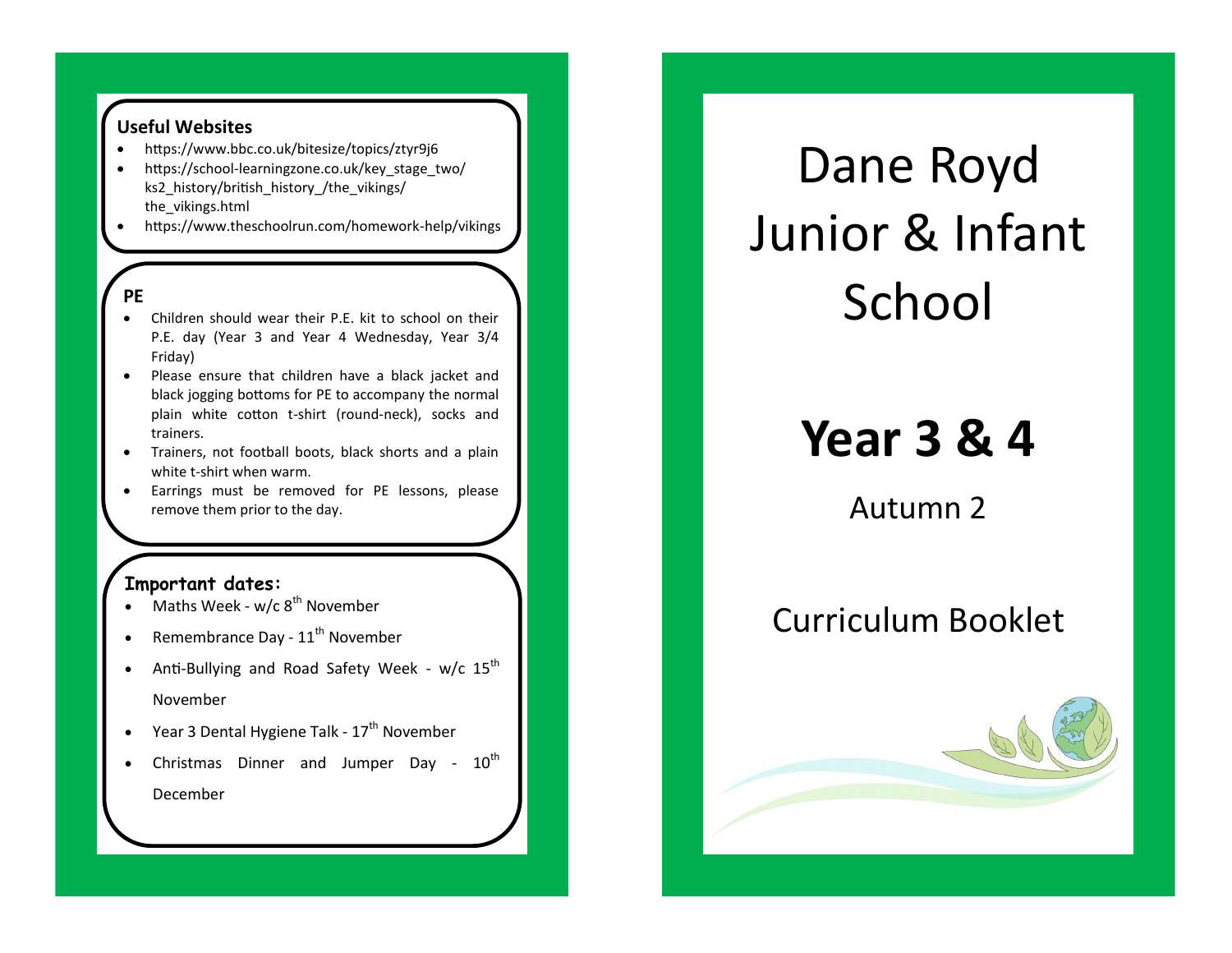## Useful Websites

- https://www.bbc.co.uk/bitesize/topics/ztyr9j6
- https://school-learningzone.co.uk/key_stage_two/ks2_history/british_history_/the_vikings/the_vikings.html
- https://www.theschoolrun.com/homework-help/vikings

## PE

- Children should wear their P.E. kit to school on their P.E. day (Year 3 and Year 4 Wednesday, Year 3/4 Friday)
- Please ensure that children have a black jacket and black jogging bottoms for PE to accompany the normal plain white cotton t-shirt (round-neck), socks and trainers.
- Trainers, not football boots, black shorts and a plain white t-shirt when warm.
- Earrings must be removed for PE lessons, please remove them prior to the day.

## Important dates:

- Maths Week - w/c 8th November
- Remembrance Day - 11th November
- Anti-Bullying and Road Safety Week - w/c 15th November
- Year 3 Dental Hygiene Talk - 17th November
- Christmas Dinner and Jumper Day - 10th December

# Dane Royd Junior & Infant School

# **Year 3 & 4**

## Autumn 2

## Curriculum Booklet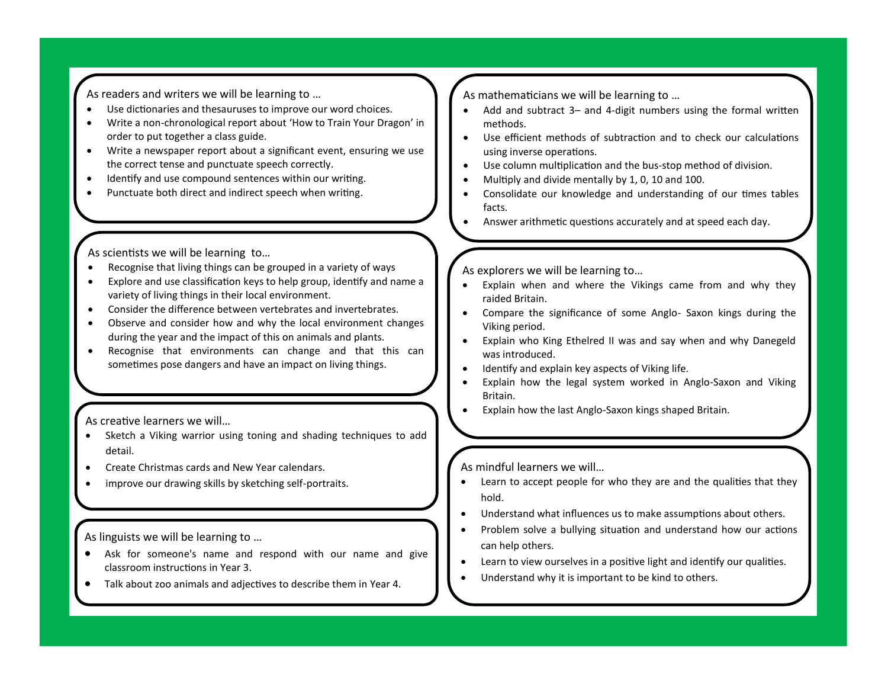As readers and writers we will be learning to …

- Use dictionaries and thesauruses to improve our word choices.
- Write a non-chronological report about 'How to Train Your Dragon' in order to put together a class guide.
- Write a newspaper report about a significant event, ensuring we use the correct tense and punctuate speech correctly.
- Identify and use compound sentences within our writing.
- Punctuate both direct and indirect speech when writing.

As scientists we will be learning to…

- Recognise that living things can be grouped in a variety of ways
- Explore and use classification keys to help group, identify and name a variety of living things in their local environment.
- Consider the difference between vertebrates and invertebrates.
- Observe and consider how and why the local environment changes during the year and the impact of this on animals and plants.
- Recognise that environments can change and that this can sometimes pose dangers and have an impact on living things.

As creative learners we will…

- Sketch a Viking warrior using toning and shading techniques to add detail.
- Create Christmas cards and New Year calendars.
- improve our drawing skills by sketching self-portraits.

As linguists we will be learning to …

- Ask for someone's name and respond with our name and give classroom instructions in Year 3.
- Talk about zoo animals and adjectives to describe them in Year 4.

As mathematicians we will be learning to …

- Add and subtract 3– and 4-digit numbers using the formal written methods.
- Use efficient methods of subtraction and to check our calculations using inverse operations.
- Use column multiplication and the bus-stop method of division.
- Multiply and divide mentally by 1, 0, 10 and 100.
- Consolidate our knowledge and understanding of our times tables facts.
- Answer arithmetic questions accurately and at speed each day.

As explorers we will be learning to…

- Explain when and where the Vikings came from and why they raided Britain.
- Compare the significance of some Anglo- Saxon kings during the Viking period.
- Explain who King Ethelred II was and say when and why Danegeld was introduced.
- Identify and explain key aspects of Viking life.
- Explain how the legal system worked in Anglo-Saxon and Viking Britain.
- Explain how the last Anglo-Saxon kings shaped Britain.

As mindful learners we will…

- Learn to accept people for who they are and the qualities that they hold.
- Understand what influences us to make assumptions about others.
- Problem solve a bullying situation and understand how our actions can help others.
- Learn to view ourselves in a positive light and identify our qualities.
- Understand why it is important to be kind to others.